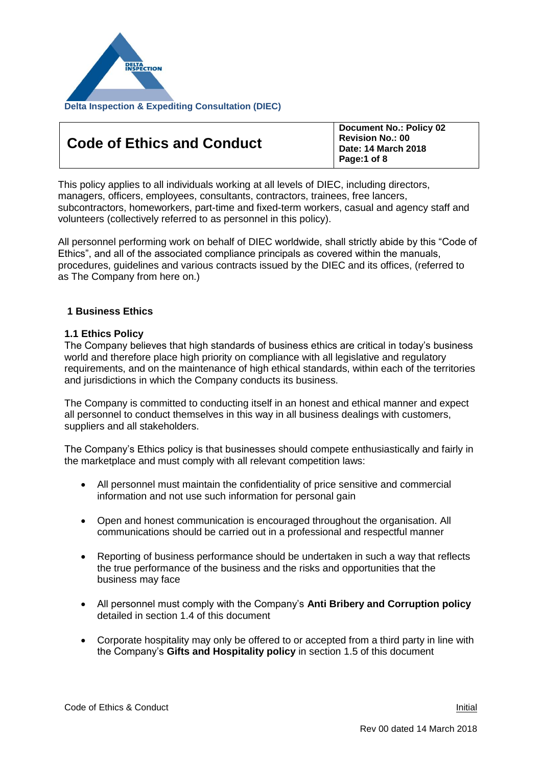Delta Inspection & Expediting Consultation (DIEC)

| Code of Ethics and Conduct | Document No.: Policy 02<br>Revision No.: 00<br>Date: 14 March 2018<br>Page:1 of 8 |
|---|---|

This policy applies to all individuals working at all levels of DIEC, including directors, managers, officers, employees, consultants, contractors, trainees, free lancers, subcontractors, homeworkers, part-time and fixed-term workers, casual and agency staff and volunteers (collectively referred to as personnel in this policy).

All personnel performing work on behalf of DIEC worldwide, shall strictly abide by this "Code of Ethics", and all of the associated compliance principals as covered within the manuals, procedures, guidelines and various contracts issued by the DIEC and its offices, (referred to as The Company from here on.)

## 1 Business Ethics

### 1.1 Ethics Policy

The Company believes that high standards of business ethics are critical in today's business world and therefore place high priority on compliance with all legislative and regulatory requirements, and on the maintenance of high ethical standards, within each of the territories and jurisdictions in which the Company conducts its business.

The Company is committed to conducting itself in an honest and ethical manner and expect all personnel to conduct themselves in this way in all business dealings with customers, suppliers and all stakeholders.

The Company's Ethics policy is that businesses should compete enthusiastically and fairly in the marketplace and must comply with all relevant competition laws:

- All personnel must maintain the confidentiality of price sensitive and commercial information and not use such information for personal gain
- Open and honest communication is encouraged throughout the organisation. All communications should be carried out in a professional and respectful manner
- Reporting of business performance should be undertaken in such a way that reflects the true performance of the business and the risks and opportunities that the business may face
- All personnel must comply with the Company's **Anti Bribery and Corruption policy** detailed in section 1.4 of this document
- Corporate hospitality may only be offered to or accepted from a third party in line with the Company's **Gifts and Hospitality policy** in section 1.5 of this document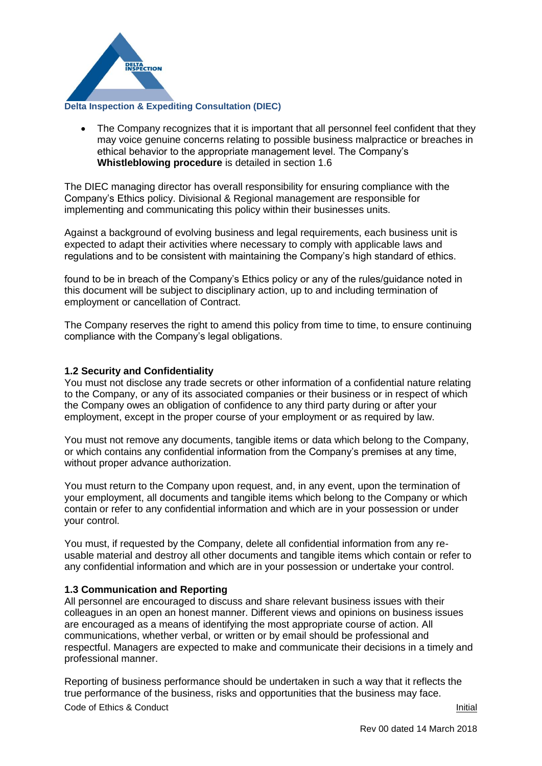- The Company recognizes that it is important that all personnel feel confident that they may voice genuine concerns relating to possible business malpractice or breaches in ethical behavior to the appropriate management level. The Company's **Whistleblowing procedure** is detailed in section 1.6

The DIEC managing director has overall responsibility for ensuring compliance with the Company's Ethics policy. Divisional & Regional management are responsible for implementing and communicating this policy within their businesses units.

Against a background of evolving business and legal requirements, each business unit is expected to adapt their activities where necessary to comply with applicable laws and regulations and to be consistent with maintaining the Company's high standard of ethics.

found to be in breach of the Company's Ethics policy or any of the rules/guidance noted in this document will be subject to disciplinary action, up to and including termination of employment or cancellation of Contract.

The Company reserves the right to amend this policy from time to time, to ensure continuing compliance with the Company's legal obligations.

### 1.2 Security and Confidentiality

You must not disclose any trade secrets or other information of a confidential nature relating to the Company, or any of its associated companies or their business or in respect of which the Company owes an obligation of confidence to any third party during or after your employment, except in the proper course of your employment or as required by law.

You must not remove any documents, tangible items or data which belong to the Company, or which contains any confidential information from the Company's premises at any time, without proper advance authorization.

You must return to the Company upon request, and, in any event, upon the termination of your employment, all documents and tangible items which belong to the Company or which contain or refer to any confidential information and which are in your possession or under your control.

You must, if requested by the Company, delete all confidential information from any re-usable material and destroy all other documents and tangible items which contain or refer to any confidential information and which are in your possession or undertake your control.

### 1.3 Communication and Reporting

All personnel are encouraged to discuss and share relevant business issues with their colleagues in an open an honest manner. Different views and opinions on business issues are encouraged as a means of identifying the most appropriate course of action. All communications, whether verbal, or written or by email should be professional and respectful. Managers are expected to make and communicate their decisions in a timely and professional manner.

Reporting of business performance should be undertaken in such a way that it reflects the true performance of the business, risks and opportunities that the business may face.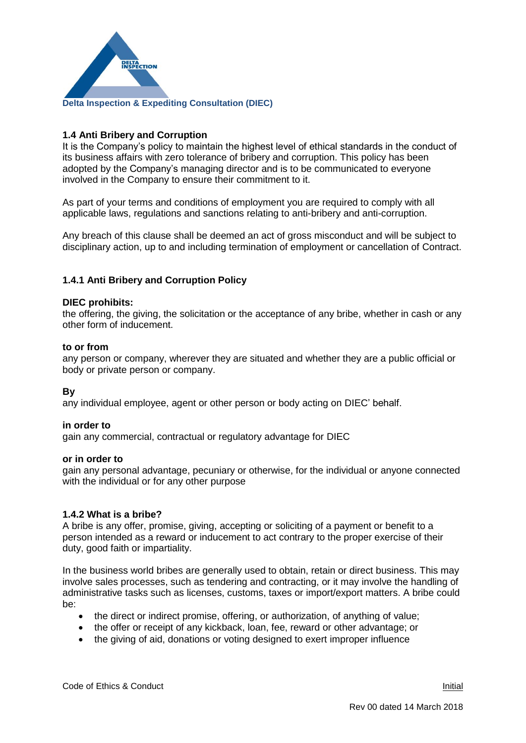Delta Inspection & Expediting Consultation (DIEC)

## 1.4 Anti Bribery and Corruption

It is the Company's policy to maintain the highest level of ethical standards in the conduct of its business affairs with zero tolerance of bribery and corruption. This policy has been adopted by the Company's managing director and is to be communicated to everyone involved in the Company to ensure their commitment to it.

As part of your terms and conditions of employment you are required to comply with all applicable laws, regulations and sanctions relating to anti-bribery and anti-corruption.

Any breach of this clause shall be deemed an act of gross misconduct and will be subject to disciplinary action, up to and including termination of employment or cancellation of Contract.

### 1.4.1 Anti Bribery and Corruption Policy

**DIEC prohibits:**
the offering, the giving, the solicitation or the acceptance of any bribe, whether in cash or any other form of inducement.

**to or from**
any person or company, wherever they are situated and whether they are a public official or body or private person or company.

**By**
any individual employee, agent or other person or body acting on DIEC' behalf.

**in order to**
gain any commercial, contractual or regulatory advantage for DIEC

**or in order to**
gain any personal advantage, pecuniary or otherwise, for the individual or anyone connected with the individual or for any other purpose

### 1.4.2 What is a bribe?

A bribe is any offer, promise, giving, accepting or soliciting of a payment or benefit to a person intended as a reward or inducement to act contrary to the proper exercise of their duty, good faith or impartiality.

In the business world bribes are generally used to obtain, retain or direct business. This may involve sales processes, such as tendering and contracting, or it may involve the handling of administrative tasks such as licenses, customs, taxes or import/export matters. A bribe could be:

- the direct or indirect promise, offering, or authorization, of anything of value;
- the offer or receipt of any kickback, loan, fee, reward or other advantage; or
- the giving of aid, donations or voting designed to exert improper influence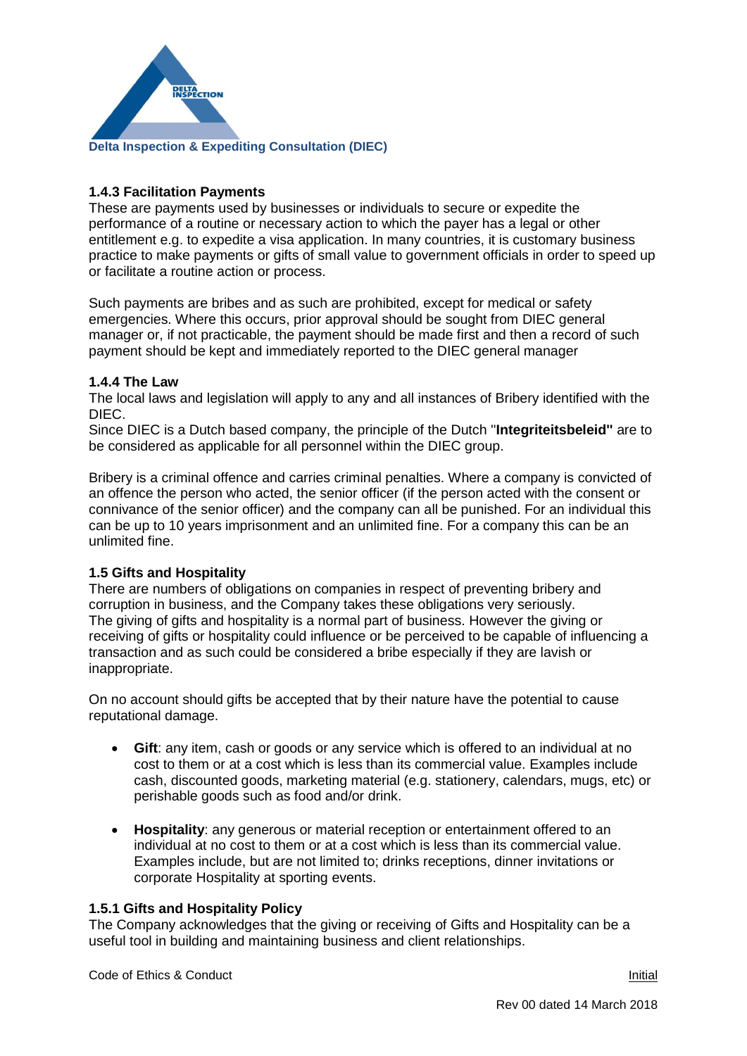### 1.4.3 Facilitation Payments

These are payments used by businesses or individuals to secure or expedite the performance of a routine or necessary action to which the payer has a legal or other entitlement e.g. to expedite a visa application. In many countries, it is customary business practice to make payments or gifts of small value to government officials in order to speed up or facilitate a routine action or process.

Such payments are bribes and as such are prohibited, except for medical or safety emergencies. Where this occurs, prior approval should be sought from DIEC general manager or, if not practicable, the payment should be made first and then a record of such payment should be kept and immediately reported to the DIEC general manager

### 1.4.4 The Law

The local laws and legislation will apply to any and all instances of Bribery identified with the DIEC.
Since DIEC is a Dutch based company, the principle of the Dutch "**Integriteitsbeleid"** are to be considered as applicable for all personnel within the DIEC group.

Bribery is a criminal offence and carries criminal penalties. Where a company is convicted of an offence the person who acted, the senior officer (if the person acted with the consent or connivance of the senior officer) and the company can all be punished. For an individual this can be up to 10 years imprisonment and an unlimited fine. For a company this can be an unlimited fine.

## 1.5 Gifts and Hospitality

There are numbers of obligations on companies in respect of preventing bribery and corruption in business, and the Company takes these obligations very seriously.
The giving of gifts and hospitality is a normal part of business. However the giving or receiving of gifts or hospitality could influence or be perceived to be capable of influencing a transaction and as such could be considered a bribe especially if they are lavish or inappropriate.

On no account should gifts be accepted that by their nature have the potential to cause reputational damage.

- **Gift**: any item, cash or goods or any service which is offered to an individual at no cost to them or at a cost which is less than its commercial value. Examples include cash, discounted goods, marketing material (e.g. stationery, calendars, mugs, etc) or perishable goods such as food and/or drink.

- **Hospitality**: any generous or material reception or entertainment offered to an individual at no cost to them or at a cost which is less than its commercial value. Examples include, but are not limited to; drinks receptions, dinner invitations or corporate Hospitality at sporting events.

### 1.5.1 Gifts and Hospitality Policy

The Company acknowledges that the giving or receiving of Gifts and Hospitality can be a useful tool in building and maintaining business and client relationships.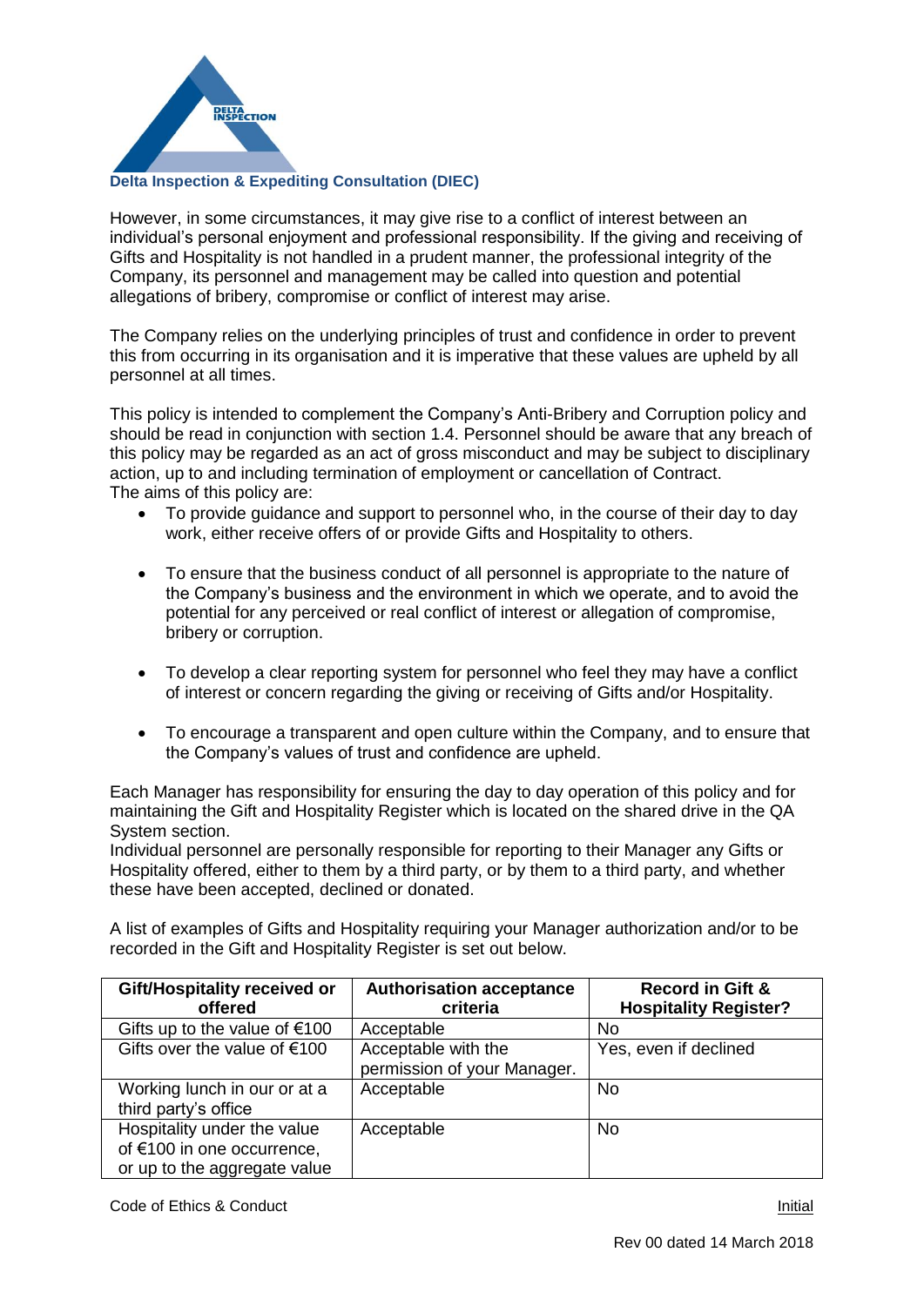However, in some circumstances, it may give rise to a conflict of interest between an individual's personal enjoyment and professional responsibility. If the giving and receiving of Gifts and Hospitality is not handled in a prudent manner, the professional integrity of the Company, its personnel and management may be called into question and potential allegations of bribery, compromise or conflict of interest may arise.

The Company relies on the underlying principles of trust and confidence in order to prevent this from occurring in its organisation and it is imperative that these values are upheld by all personnel at all times.

This policy is intended to complement the Company's Anti-Bribery and Corruption policy and should be read in conjunction with section 1.4. Personnel should be aware that any breach of this policy may be regarded as an act of gross misconduct and may be subject to disciplinary action, up to and including termination of employment or cancellation of Contract.
The aims of this policy are:

- To provide guidance and support to personnel who, in the course of their day to day work, either receive offers of or provide Gifts and Hospitality to others.
- To ensure that the business conduct of all personnel is appropriate to the nature of the Company's business and the environment in which we operate, and to avoid the potential for any perceived or real conflict of interest or allegation of compromise, bribery or corruption.
- To develop a clear reporting system for personnel who feel they may have a conflict of interest or concern regarding the giving or receiving of Gifts and/or Hospitality.
- To encourage a transparent and open culture within the Company, and to ensure that the Company's values of trust and confidence are upheld.

Each Manager has responsibility for ensuring the day to day operation of this policy and for maintaining the Gift and Hospitality Register which is located on the shared drive in the QA System section.
Individual personnel are personally responsible for reporting to their Manager any Gifts or Hospitality offered, either to them by a third party, or by them to a third party, and whether these have been accepted, declined or donated.

A list of examples of Gifts and Hospitality requiring your Manager authorization and/or to be recorded in the Gift and Hospitality Register is set out below.

| Gift/Hospitality received or offered | Authorisation acceptance criteria | Record in Gift & Hospitality Register? |
|---|---|---|
| Gifts up to the value of €100 | Acceptable | No |
| Gifts over the value of €100 | Acceptable with the permission of your Manager. | Yes, even if declined |
| Working lunch in our or at a third party's office | Acceptable | No |
| Hospitality under the value of €100 in one occurrence, or up to the aggregate value | Acceptable | No |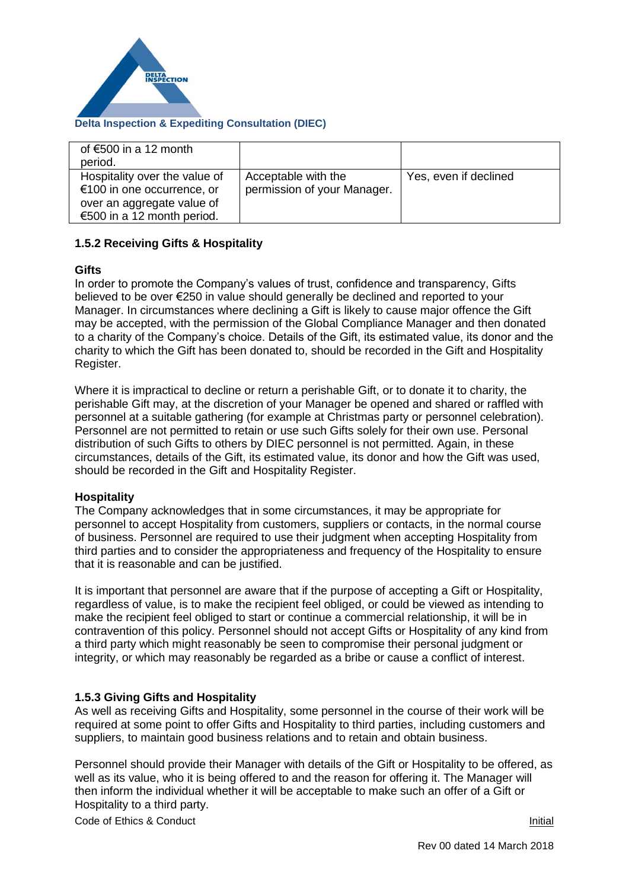| | | |
|---|---|---|
| of €500 in a 12 month period. | | |
| Hospitality over the value of €100 in one occurrence, or over an aggregate value of €500 in a 12 month period. | Acceptable with the permission of your Manager. | Yes, even if declined |

### 1.5.2 Receiving Gifts & Hospitality

**Gifts**

In order to promote the Company's values of trust, confidence and transparency, Gifts believed to be over €250 in value should generally be declined and reported to your Manager. In circumstances where declining a Gift is likely to cause major offence the Gift may be accepted, with the permission of the Global Compliance Manager and then donated to a charity of the Company's choice. Details of the Gift, its estimated value, its donor and the charity to which the Gift has been donated to, should be recorded in the Gift and Hospitality Register.

Where it is impractical to decline or return a perishable Gift, or to donate it to charity, the perishable Gift may, at the discretion of your Manager be opened and shared or raffled with personnel at a suitable gathering (for example at Christmas party or personnel celebration). Personnel are not permitted to retain or use such Gifts solely for their own use. Personal distribution of such Gifts to others by DIEC personnel is not permitted. Again, in these circumstances, details of the Gift, its estimated value, its donor and how the Gift was used, should be recorded in the Gift and Hospitality Register.

**Hospitality**

The Company acknowledges that in some circumstances, it may be appropriate for personnel to accept Hospitality from customers, suppliers or contacts, in the normal course of business. Personnel are required to use their judgment when accepting Hospitality from third parties and to consider the appropriateness and frequency of the Hospitality to ensure that it is reasonable and can be justified.

It is important that personnel are aware that if the purpose of accepting a Gift or Hospitality, regardless of value, is to make the recipient feel obliged, or could be viewed as intending to make the recipient feel obliged to start or continue a commercial relationship, it will be in contravention of this policy. Personnel should not accept Gifts or Hospitality of any kind from a third party which might reasonably be seen to compromise their personal judgment or integrity, or which may reasonably be regarded as a bribe or cause a conflict of interest.

### 1.5.3 Giving Gifts and Hospitality

As well as receiving Gifts and Hospitality, some personnel in the course of their work will be required at some point to offer Gifts and Hospitality to third parties, including customers and suppliers, to maintain good business relations and to retain and obtain business.

Personnel should provide their Manager with details of the Gift or Hospitality to be offered, as well as its value, who it is being offered to and the reason for offering it. The Manager will then inform the individual whether it will be acceptable to make such an offer of a Gift or Hospitality to a third party.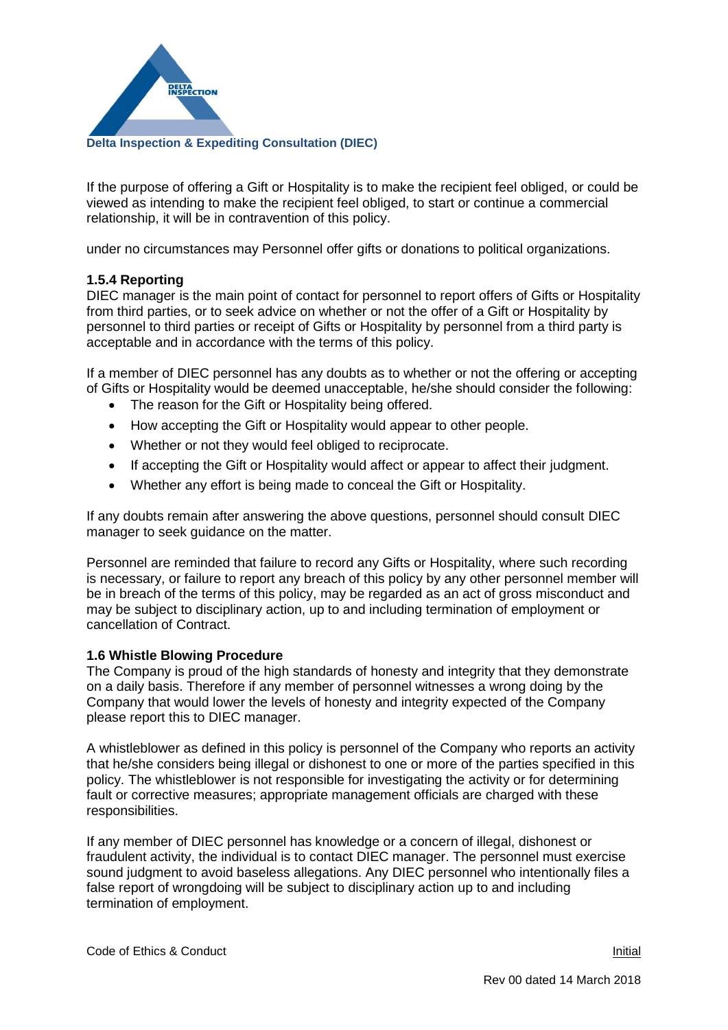If the purpose of offering a Gift or Hospitality is to make the recipient feel obliged, or could be viewed as intending to make the recipient feel obliged, to start or continue a commercial relationship, it will be in contravention of this policy.

under no circumstances may Personnel offer gifts or donations to political organizations.

### 1.5.4 Reporting

DIEC manager is the main point of contact for personnel to report offers of Gifts or Hospitality from third parties, or to seek advice on whether or not the offer of a Gift or Hospitality by personnel to third parties or receipt of Gifts or Hospitality by personnel from a third party is acceptable and in accordance with the terms of this policy.

If a member of DIEC personnel has any doubts as to whether or not the offering or accepting of Gifts or Hospitality would be deemed unacceptable, he/she should consider the following:

- The reason for the Gift or Hospitality being offered.
- How accepting the Gift or Hospitality would appear to other people.
- Whether or not they would feel obliged to reciprocate.
- If accepting the Gift or Hospitality would affect or appear to affect their judgment.
- Whether any effort is being made to conceal the Gift or Hospitality.

If any doubts remain after answering the above questions, personnel should consult DIEC manager to seek guidance on the matter.

Personnel are reminded that failure to record any Gifts or Hospitality, where such recording is necessary, or failure to report any breach of this policy by any other personnel member will be in breach of the terms of this policy, may be regarded as an act of gross misconduct and may be subject to disciplinary action, up to and including termination of employment or cancellation of Contract.

### 1.6 Whistle Blowing Procedure

The Company is proud of the high standards of honesty and integrity that they demonstrate on a daily basis. Therefore if any member of personnel witnesses a wrong doing by the Company that would lower the levels of honesty and integrity expected of the Company please report this to DIEC manager.

A whistleblower as defined in this policy is personnel of the Company who reports an activity that he/she considers being illegal or dishonest to one or more of the parties specified in this policy. The whistleblower is not responsible for investigating the activity or for determining fault or corrective measures; appropriate management officials are charged with these responsibilities.

If any member of DIEC personnel has knowledge or a concern of illegal, dishonest or fraudulent activity, the individual is to contact DIEC manager. The personnel must exercise sound judgment to avoid baseless allegations. Any DIEC personnel who intentionally files a false report of wrongdoing will be subject to disciplinary action up to and including termination of employment.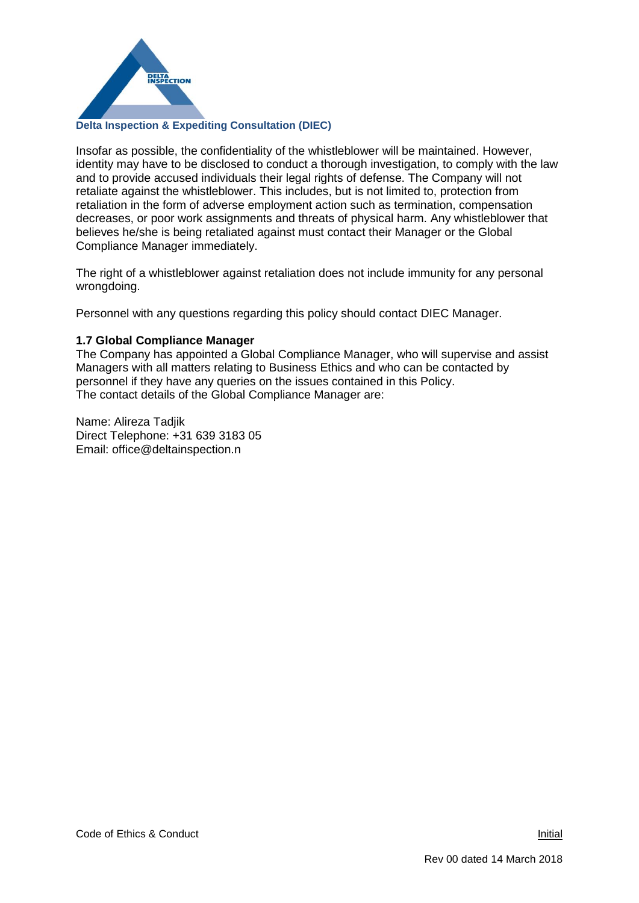Insofar as possible, the confidentiality of the whistleblower will be maintained. However, identity may have to be disclosed to conduct a thorough investigation, to comply with the law and to provide accused individuals their legal rights of defense. The Company will not retaliate against the whistleblower. This includes, but is not limited to, protection from retaliation in the form of adverse employment action such as termination, compensation decreases, or poor work assignments and threats of physical harm. Any whistleblower that believes he/she is being retaliated against must contact their Manager or the Global Compliance Manager immediately.

The right of a whistleblower against retaliation does not include immunity for any personal wrongdoing.

Personnel with any questions regarding this policy should contact DIEC Manager.

### 1.7 Global Compliance Manager

The Company has appointed a Global Compliance Manager, who will supervise and assist Managers with all matters relating to Business Ethics and who can be contacted by personnel if they have any queries on the issues contained in this Policy.
The contact details of the Global Compliance Manager are:

Name: Alireza Tadjik
Direct Telephone: +31 639 3183 05
Email: office@deltainspection.n